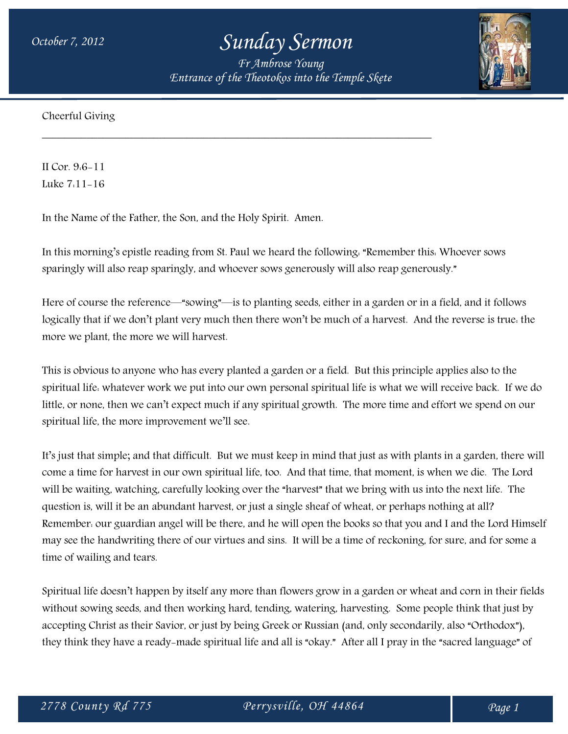October 7, 2012

# Sunday Sermon

*Fr Ambrose Young*
*Entrance of the Theotokos into the Temple Skete*

Cheerful Giving

---

II Cor. 9:6-11
Luke 7:11-16

In the Name of the Father, the Son, and the Holy Spirit. Amen.

In this morning's epistle reading from St. Paul we heard the following: "Remember this: Whoever sows sparingly will also reap sparingly, and whoever sows generously will also reap generously."

Here of course the reference—"sowing"—is to planting seeds, either in a garden or in a field, and it follows logically that if we don't plant very much then there won't be much of a harvest. And the reverse is true: the more we plant, the more we will harvest.

This is obvious to anyone who has every planted a garden or a field. But this principle applies also to the spiritual life: whatever work we put into our own personal spiritual life is what we will receive back. If we do little, or none, then we can't expect much if any spiritual growth. The more time and effort we spend on our spiritual life, the more improvement we'll see.

It's just that simple; and that difficult. But we must keep in mind that just as with plants in a garden, there will come a time for harvest in our own spiritual life, too. And that time, that moment, is when we die. The Lord will be waiting, watching, carefully looking over the "harvest" that we bring with us into the next life. The question is, will it be an abundant harvest, or just a single sheaf of wheat, or perhaps nothing at all? Remember: our guardian angel will be there, and he will open the books so that you and I and the Lord Himself may see the handwriting there of our virtues and sins. It will be a time of reckoning, for sure, and for some a time of wailing and tears.

Spiritual life doesn't happen by itself any more than flowers grow in a garden or wheat and corn in their fields without sowing seeds, and then working hard, tending, watering, harvesting. Some people think that just by accepting Christ as their Savior, or just by being Greek or Russian (and, only secondarily, also "Orthodox"), they think they have a ready-made spiritual life and all is "okay." After all I pray in the "sacred language" of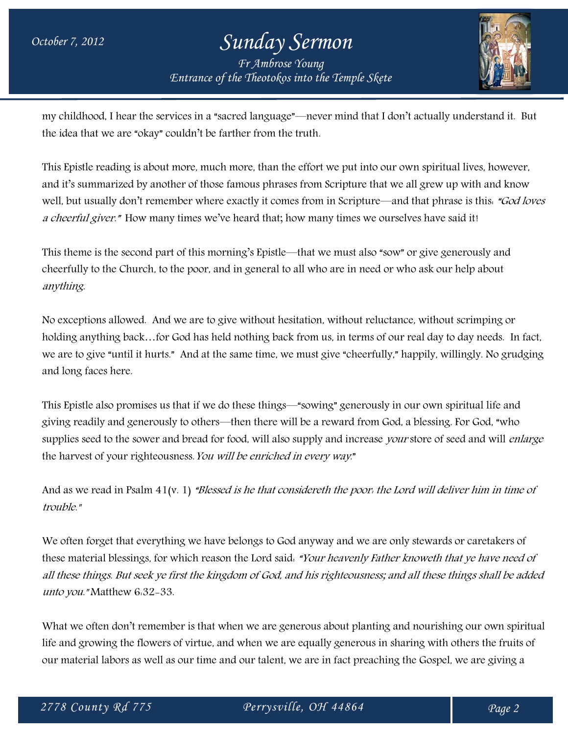my childhood, I hear the services in a "sacred language"—never mind that I don't actually understand it. But the idea that we are "okay" couldn't be farther from the truth.

This Epistle reading is about more, much more, than the effort we put into our own spiritual lives, however, and it's summarized by another of those famous phrases from Scripture that we all grew up with and know well, but usually don't remember where exactly it comes from in Scripture—and that phrase is this: *"God loves a cheerful giver."* How many times we've heard that; how many times we ourselves have said it!

This theme is the second part of this morning's Epistle—that we must also "sow" or give generously and cheerfully to the Church, to the poor, and in general to all who are in need or who ask our help about *anything*.

No exceptions allowed. And we are to give without hesitation, without reluctance, without scrimping or holding anything back…for God has held nothing back from us, in terms of our real day to day needs. In fact, we are to give "until it hurts." And at the same time, we must give "cheerfully," happily, willingly. No grudging and long faces here.

This Epistle also promises us that if we do these things—"sowing" generously in our own spiritual life and giving readily and generously to others—then there will be a reward from God, a blessing. For God, "who supplies seed to the sower and bread for food, will also supply and increase *your* store of seed and will *enlarge* the harvest of your righteousness. *You will be enriched in every way.*"

And as we read in Psalm 41(v. 1) *"Blessed is he that considereth the poor: the Lord will deliver him in time of trouble."*

We often forget that everything we have belongs to God anyway and we are only stewards or caretakers of these material blessings, for which reason the Lord said: *"Your heavenly Father knoweth that ye have need of all these things. But seek ye first the kingdom of God, and his righteousness; and all these things shall be added unto you."* Matthew 6:32-33.

What we often don't remember is that when we are generous about planting and nourishing our own spiritual life and growing the flowers of virtue, and when we are equally generous in sharing with others the fruits of our material labors as well as our time and our talent, we are in fact preaching the Gospel, we are giving a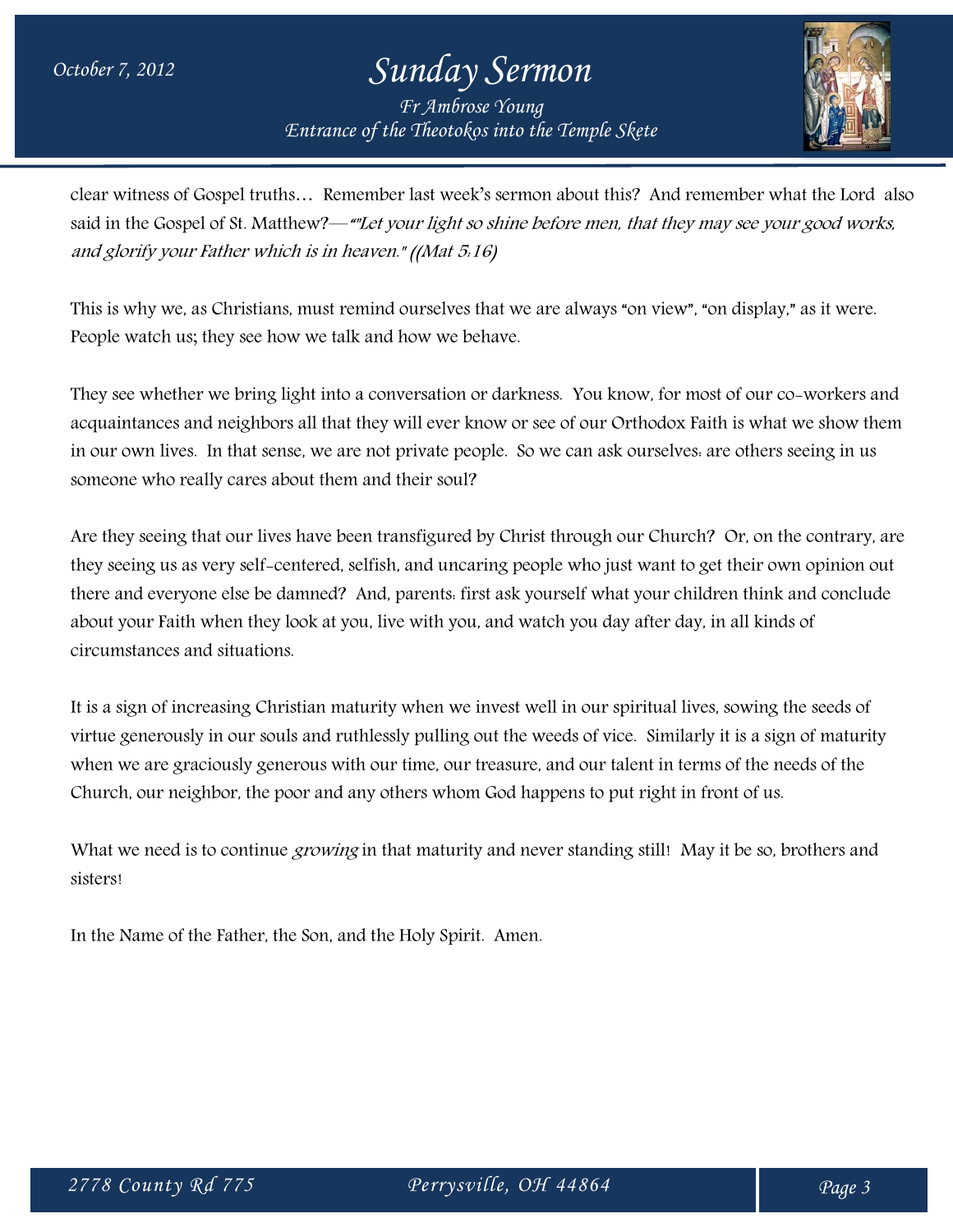clear witness of Gospel truths… Remember last week's sermon about this? And remember what the Lord also said in the Gospel of St. Matthew?—*""Let your light so shine before men, that they may see your good works, and glorify your Father which is in heaven." ((Mat 5:16)*

This is why we, as Christians, must remind ourselves that we are always "on view", "on display," as it were. People watch us; they see how we talk and how we behave.

They see whether we bring light into a conversation or darkness. You know, for most of our co-workers and acquaintances and neighbors all that they will ever know or see of our Orthodox Faith is what we show them in our own lives. In that sense, we are not private people. So we can ask ourselves: are others seeing in us someone who really cares about them and their soul?

Are they seeing that our lives have been transfigured by Christ through our Church? Or, on the contrary, are they seeing us as very self-centered, selfish, and uncaring people who just want to get their own opinion out there and everyone else be damned? And, parents: first ask yourself what your children think and conclude about your Faith when they look at you, live with you, and watch you day after day, in all kinds of circumstances and situations.

It is a sign of increasing Christian maturity when we invest well in our spiritual lives, sowing the seeds of virtue generously in our souls and ruthlessly pulling out the weeds of vice. Similarly it is a sign of maturity when we are graciously generous with our time, our treasure, and our talent in terms of the needs of the Church, our neighbor, the poor and any others whom God happens to put right in front of us.

What we need is to continue *growing* in that maturity and never standing still! May it be so, brothers and sisters!

In the Name of the Father, the Son, and the Holy Spirit. Amen.